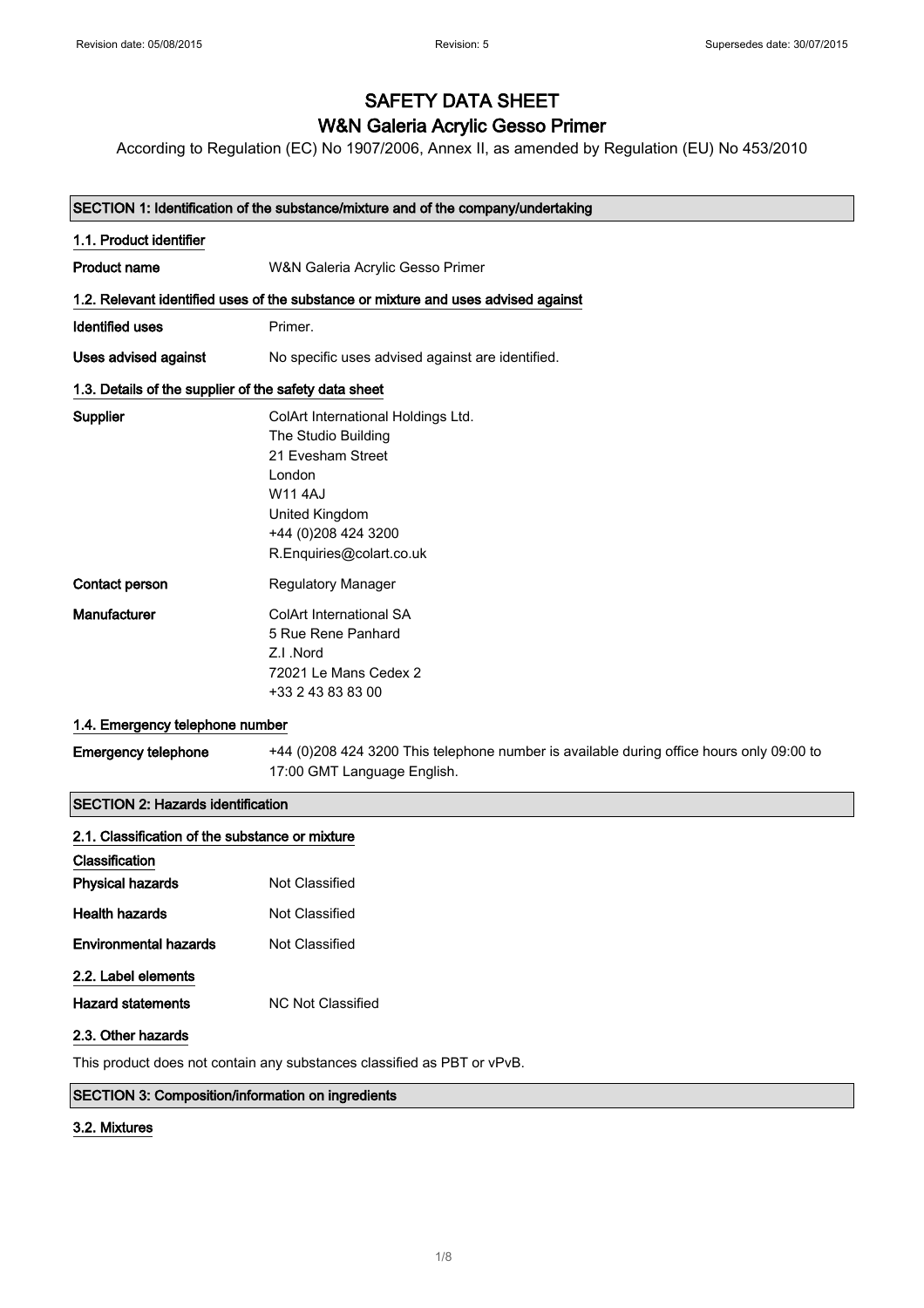# SAFETY DATA SHEET
# W&N Galeria Acrylic Gesso Primer

According to Regulation (EC) No 1907/2006, Annex II, as amended by Regulation (EU) No 453/2010

## SECTION 1: Identification of the substance/mixture and of the company/undertaking

### 1.1. Product identifier

**Product name** W&N Galeria Acrylic Gesso Primer

### 1.2. Relevant identified uses of the substance or mixture and uses advised against

**Identified uses** Primer.

**Uses advised against** No specific uses advised against are identified.

### 1.3. Details of the supplier of the safety data sheet

**Supplier**
ColArt International Holdings Ltd.
The Studio Building
21 Evesham Street
London
W11 4AJ
United Kingdom
+44 (0)208 424 3200
R.Enquiries@colart.co.uk

**Contact person** Regulatory Manager

**Manufacturer**
ColArt International SA
5 Rue Rene Panhard
Z.I .Nord
72021 Le Mans Cedex 2
+33 2 43 83 83 00

### 1.4. Emergency telephone number

**Emergency telephone** +44 (0)208 424 3200 This telephone number is available during office hours only 09:00 to 17:00 GMT Language English.

## SECTION 2: Hazards identification

### 2.1. Classification of the substance or mixture

**Classification**

**Physical hazards** Not Classified

**Health hazards** Not Classified

**Environmental hazards** Not Classified

### 2.2. Label elements

**Hazard statements** NC Not Classified

### 2.3. Other hazards

This product does not contain any substances classified as PBT or vPvB.

## SECTION 3: Composition/information on ingredients

### 3.2. Mixtures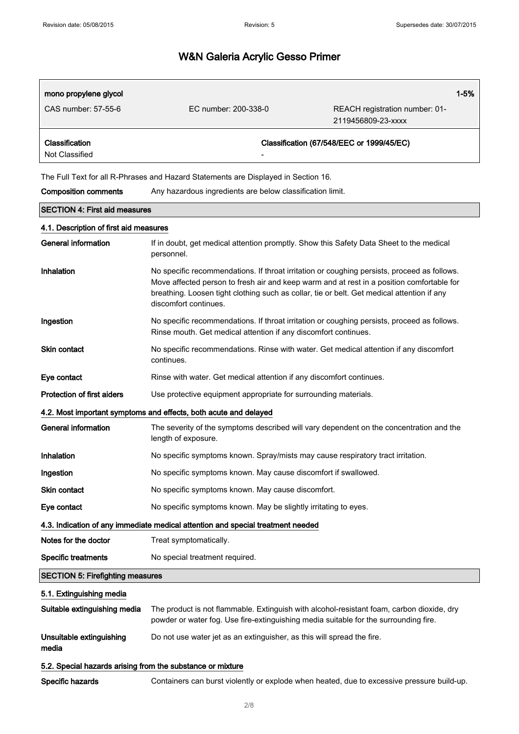| mono propylene glycol | | 1-5% |
|---|---|---|
| CAS number: 57-55-6 | EC number: 200-338-0 | REACH registration number: 01-2119456809-23-xxxx |
| **Classification** | **Classification (67/548/EEC or 1999/45/EC)** | |
| Not Classified | - | |

The Full Text for all R-Phrases and Hazard Statements are Displayed in Section 16.

**Composition comments** Any hazardous ingredients are below classification limit.

## SECTION 4: First aid measures

### 4.1. Description of first aid measures

**General information** If in doubt, get medical attention promptly. Show this Safety Data Sheet to the medical personnel.

**Inhalation** No specific recommendations. If throat irritation or coughing persists, proceed as follows. Move affected person to fresh air and keep warm and at rest in a position comfortable for breathing. Loosen tight clothing such as collar, tie or belt. Get medical attention if any discomfort continues.

**Ingestion** No specific recommendations. If throat irritation or coughing persists, proceed as follows. Rinse mouth. Get medical attention if any discomfort continues.

**Skin contact** No specific recommendations. Rinse with water. Get medical attention if any discomfort continues.

**Eye contact** Rinse with water. Get medical attention if any discomfort continues.

**Protection of first aiders** Use protective equipment appropriate for surrounding materials.

### 4.2. Most important symptoms and effects, both acute and delayed

**General information** The severity of the symptoms described will vary dependent on the concentration and the length of exposure.

**Inhalation** No specific symptoms known. Spray/mists may cause respiratory tract irritation.

**Ingestion** No specific symptoms known. May cause discomfort if swallowed.

**Skin contact** No specific symptoms known. May cause discomfort.

**Eye contact** No specific symptoms known. May be slightly irritating to eyes.

### 4.3. Indication of any immediate medical attention and special treatment needed

**Notes for the doctor** Treat symptomatically.

**Specific treatments** No special treatment required.

## SECTION 5: Firefighting measures

### 5.1. Extinguishing media

**Suitable extinguishing media** The product is not flammable. Extinguish with alcohol-resistant foam, carbon dioxide, dry powder or water fog. Use fire-extinguishing media suitable for the surrounding fire.

**Unsuitable extinguishing media** Do not use water jet as an extinguisher, as this will spread the fire.

### 5.2. Special hazards arising from the substance or mixture

**Specific hazards** Containers can burst violently or explode when heated, due to excessive pressure build-up.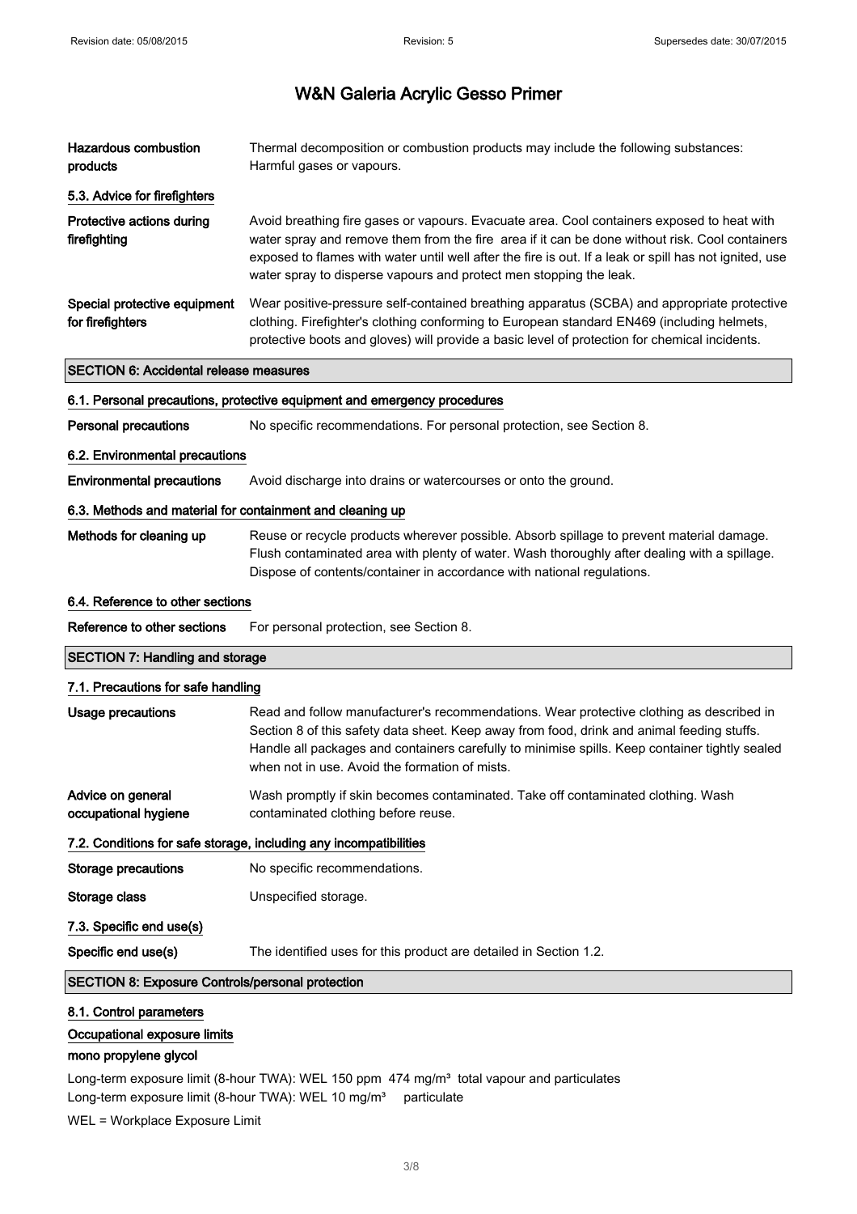| | |
|---|---|
| **Hazardous combustion products** | Thermal decomposition or combustion products may include the following substances: Harmful gases or vapours. |

### 5.3. Advice for firefighters

| | |
|---|---|
| **Protective actions during firefighting** | Avoid breathing fire gases or vapours. Evacuate area. Cool containers exposed to heat with water spray and remove them from the fire area if it can be done without risk. Cool containers exposed to flames with water until well after the fire is out. If a leak or spill has not ignited, use water spray to disperse vapours and protect men stopping the leak. |
| **Special protective equipment for firefighters** | Wear positive-pressure self-contained breathing apparatus (SCBA) and appropriate protective clothing. Firefighter's clothing conforming to European standard EN469 (including helmets, protective boots and gloves) will provide a basic level of protection for chemical incidents. |

## SECTION 6: Accidental release measures

### 6.1. Personal precautions, protective equipment and emergency procedures

| | |
|---|---|
| **Personal precautions** | No specific recommendations. For personal protection, see Section 8. |

### 6.2. Environmental precautions

| | |
|---|---|
| **Environmental precautions** | Avoid discharge into drains or watercourses or onto the ground. |

### 6.3. Methods and material for containment and cleaning up

| | |
|---|---|
| **Methods for cleaning up** | Reuse or recycle products wherever possible. Absorb spillage to prevent material damage. Flush contaminated area with plenty of water. Wash thoroughly after dealing with a spillage. Dispose of contents/container in accordance with national regulations. |

### 6.4. Reference to other sections

| | |
|---|---|
| **Reference to other sections** | For personal protection, see Section 8. |

## SECTION 7: Handling and storage

### 7.1. Precautions for safe handling

| | |
|---|---|
| **Usage precautions** | Read and follow manufacturer's recommendations. Wear protective clothing as described in Section 8 of this safety data sheet. Keep away from food, drink and animal feeding stuffs. Handle all packages and containers carefully to minimise spills. Keep container tightly sealed when not in use. Avoid the formation of mists. |
| **Advice on general occupational hygiene** | Wash promptly if skin becomes contaminated. Take off contaminated clothing. Wash contaminated clothing before reuse. |

### 7.2. Conditions for safe storage, including any incompatibilities

| | |
|---|---|
| **Storage precautions** | No specific recommendations. |
| **Storage class** | Unspecified storage. |

### 7.3. Specific end use(s)

| | |
|---|---|
| **Specific end use(s)** | The identified uses for this product are detailed in Section 1.2. |

## SECTION 8: Exposure Controls/personal protection

### 8.1. Control parameters

#### Occupational exposure limits

**mono propylene glycol**

Long-term exposure limit (8-hour TWA): WEL 150 ppm 474 mg/m³ total vapour and particulates
Long-term exposure limit (8-hour TWA): WEL 10 mg/m³ particulate

WEL = Workplace Exposure Limit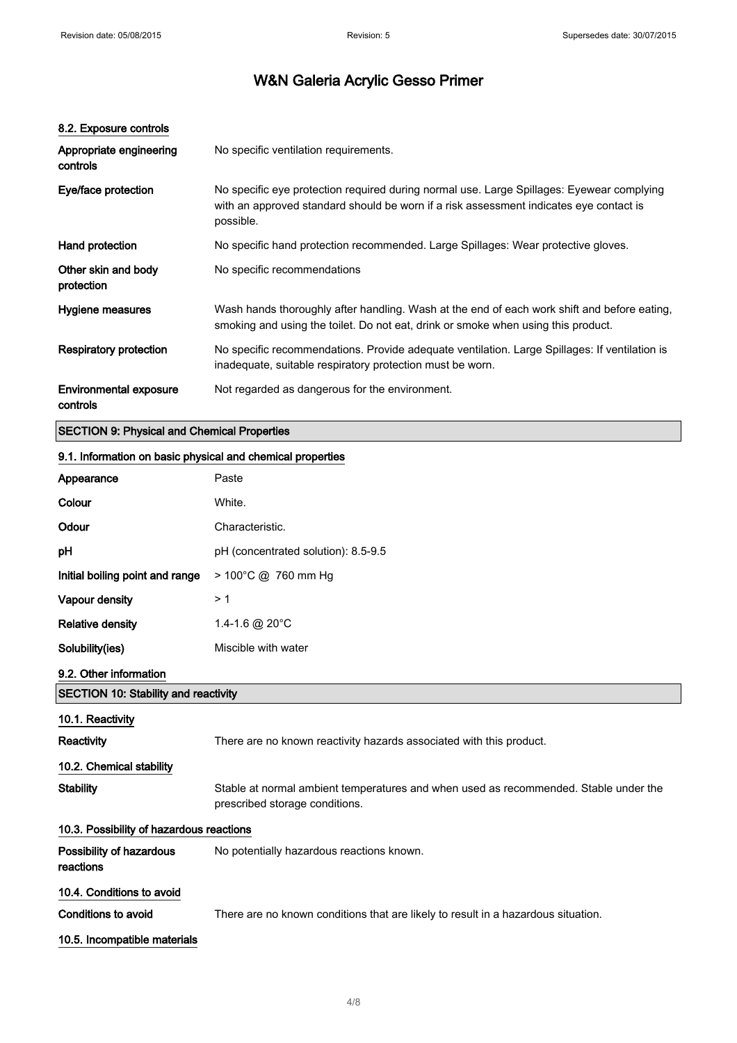# W&N Galeria Acrylic Gesso Primer

#### 8.2. Exposure controls

| | |
|---|---|
| **Appropriate engineering controls** | No specific ventilation requirements. |
| **Eye/face protection** | No specific eye protection required during normal use. Large Spillages: Eyewear complying with an approved standard should be worn if a risk assessment indicates eye contact is possible. |
| **Hand protection** | No specific hand protection recommended. Large Spillages: Wear protective gloves. |
| **Other skin and body protection** | No specific recommendations |
| **Hygiene measures** | Wash hands thoroughly after handling. Wash at the end of each work shift and before eating, smoking and using the toilet. Do not eat, drink or smoke when using this product. |
| **Respiratory protection** | No specific recommendations. Provide adequate ventilation. Large Spillages: If ventilation is inadequate, suitable respiratory protection must be worn. |
| **Environmental exposure controls** | Not regarded as dangerous for the environment. |

## SECTION 9: Physical and Chemical Properties

#### 9.1. Information on basic physical and chemical properties

| | |
|---|---|
| **Appearance** | Paste |
| **Colour** | White. |
| **Odour** | Characteristic. |
| **pH** | pH (concentrated solution): 8.5-9.5 |
| **Initial boiling point and range** | > 100°C @ 760 mm Hg |
| **Vapour density** | > 1 |
| **Relative density** | 1.4-1.6 @ 20°C |
| **Solubility(ies)** | Miscible with water |

#### 9.2. Other information

## SECTION 10: Stability and reactivity

#### 10.1. Reactivity

**Reactivity** — There are no known reactivity hazards associated with this product.

#### 10.2. Chemical stability

**Stability** — Stable at normal ambient temperatures and when used as recommended. Stable under the prescribed storage conditions.

#### 10.3. Possibility of hazardous reactions

**Possibility of hazardous reactions** — No potentially hazardous reactions known.

#### 10.4. Conditions to avoid

**Conditions to avoid** — There are no known conditions that are likely to result in a hazardous situation.

#### 10.5. Incompatible materials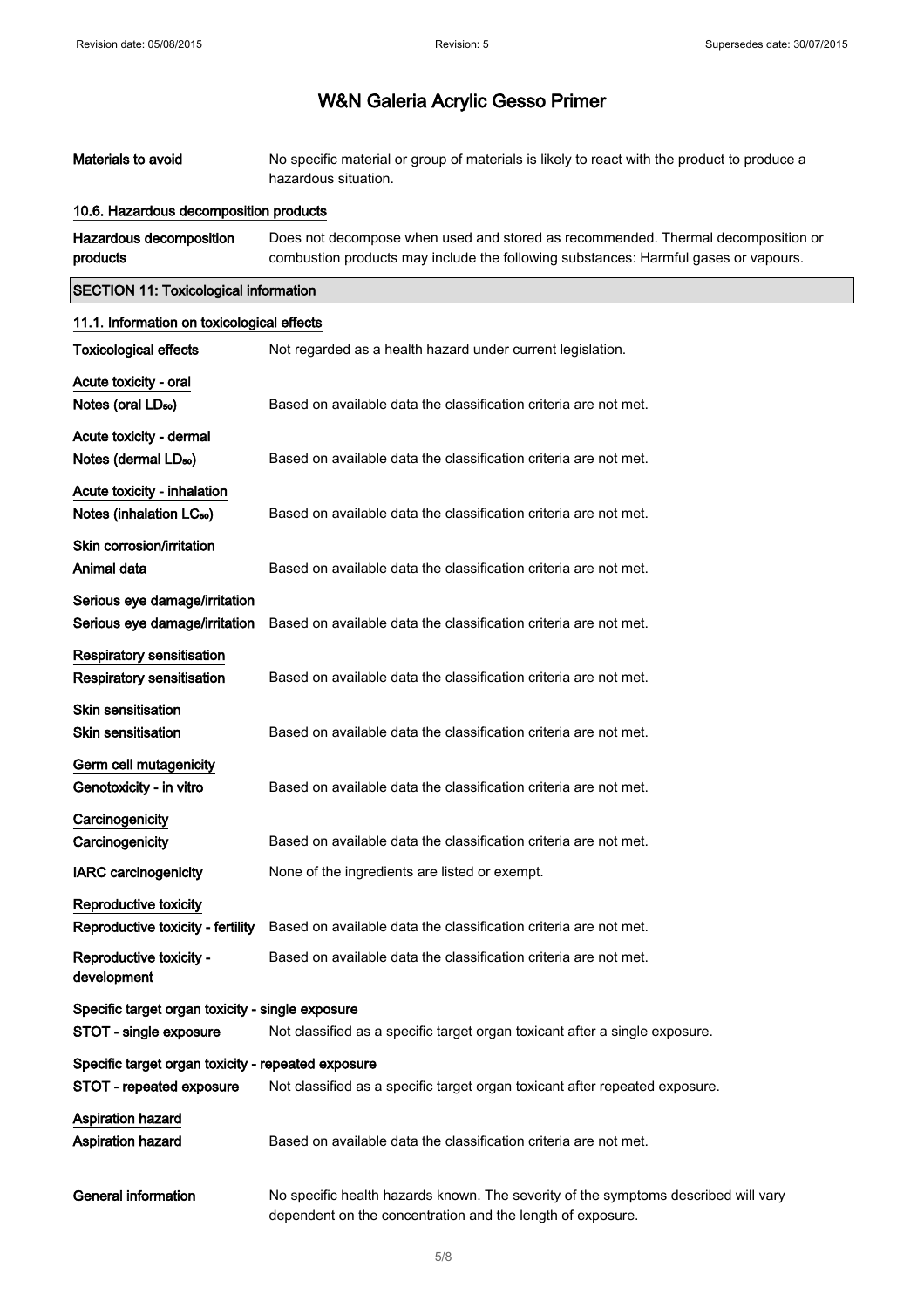| Materials to avoid | No specific material or group of materials is likely to react with the product to produce a hazardous situation. |
|---|---|

### 10.6. Hazardous decomposition products

| Hazardous decomposition products | Does not decompose when used and stored as recommended. Thermal decomposition or combustion products may include the following substances: Harmful gases or vapours. |
|---|---|

## SECTION 11: Toxicological information

### 11.1. Information on toxicological effects

**Toxicological effects**: Not regarded as a health hazard under current legislation.

**Acute toxicity - oral**

**Notes (oral $LD_{50}$)**: Based on available data the classification criteria are not met.

**Acute toxicity - dermal**

**Notes (dermal $LD_{50}$)**: Based on available data the classification criteria are not met.

**Acute toxicity - inhalation**

**Notes (inhalation $LC_{50}$)**: Based on available data the classification criteria are not met.

**Skin corrosion/irritation**

**Animal data**: Based on available data the classification criteria are not met.

**Serious eye damage/irritation**

**Serious eye damage/irritation**: Based on available data the classification criteria are not met.

**Respiratory sensitisation**

**Respiratory sensitisation**: Based on available data the classification criteria are not met.

**Skin sensitisation**

**Skin sensitisation**: Based on available data the classification criteria are not met.

**Germ cell mutagenicity**

**Genotoxicity - in vitro**: Based on available data the classification criteria are not met.

**Carcinogenicity**

**Carcinogenicity**: Based on available data the classification criteria are not met.

**IARC carcinogenicity**: None of the ingredients are listed or exempt.

**Reproductive toxicity**

**Reproductive toxicity - fertility**: Based on available data the classification criteria are not met.

**Reproductive toxicity - development**: Based on available data the classification criteria are not met.

**Specific target organ toxicity - single exposure**

**STOT - single exposure**: Not classified as a specific target organ toxicant after a single exposure.

**Specific target organ toxicity - repeated exposure**

**STOT - repeated exposure**: Not classified as a specific target organ toxicant after repeated exposure.

**Aspiration hazard**

**Aspiration hazard**: Based on available data the classification criteria are not met.

**General information**: No specific health hazards known. The severity of the symptoms described will vary dependent on the concentration and the length of exposure.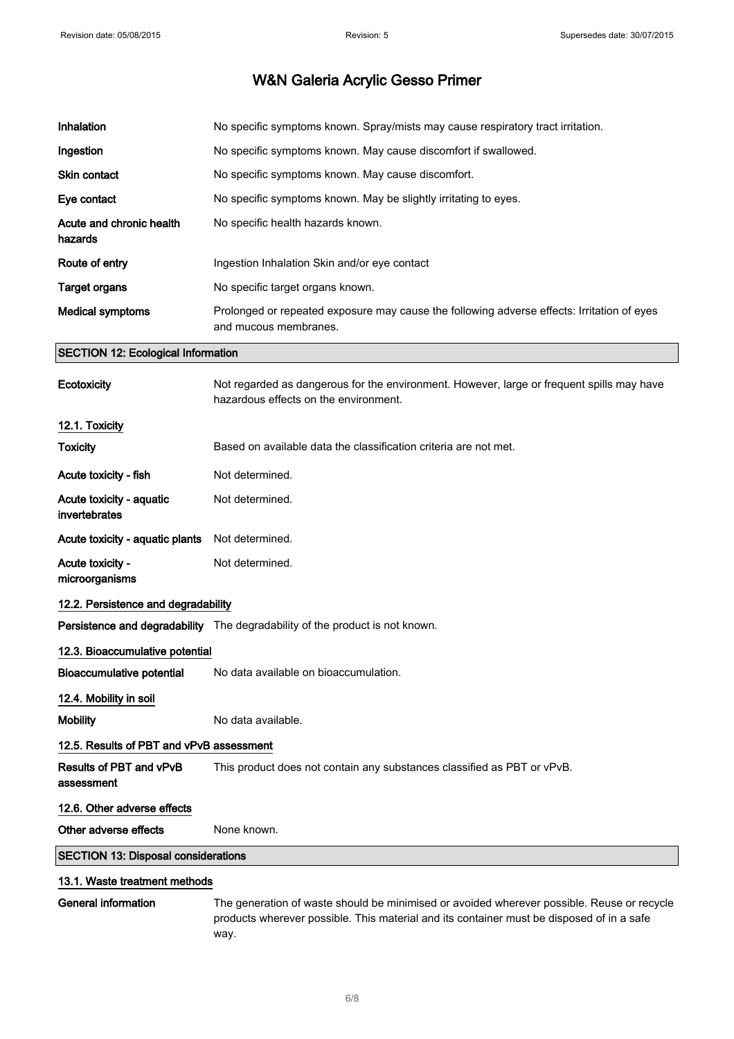# W&N Galeria Acrylic Gesso Primer

| | |
|---|---|
| **Inhalation** | No specific symptoms known. Spray/mists may cause respiratory tract irritation. |
| **Ingestion** | No specific symptoms known. May cause discomfort if swallowed. |
| **Skin contact** | No specific symptoms known. May cause discomfort. |
| **Eye contact** | No specific symptoms known. May be slightly irritating to eyes. |
| **Acute and chronic health hazards** | No specific health hazards known. |
| **Route of entry** | Ingestion Inhalation Skin and/or eye contact |
| **Target organs** | No specific target organs known. |
| **Medical symptoms** | Prolonged or repeated exposure may cause the following adverse effects: Irritation of eyes and mucous membranes. |

## SECTION 12: Ecological Information

| | |
|---|---|
| **Ecotoxicity** | Not regarded as dangerous for the environment. However, large or frequent spills may have hazardous effects on the environment. |

### 12.1. Toxicity

| | |
|---|---|
| **Toxicity** | Based on available data the classification criteria are not met. |
| **Acute toxicity - fish** | Not determined. |
| **Acute toxicity - aquatic invertebrates** | Not determined. |
| **Acute toxicity - aquatic plants** | Not determined. |
| **Acute toxicity - microorganisms** | Not determined. |

### 12.2. Persistence and degradability

| | |
|---|---|
| **Persistence and degradability** | The degradability of the product is not known. |

### 12.3. Bioaccumulative potential

| | |
|---|---|
| **Bioaccumulative potential** | No data available on bioaccumulation. |

### 12.4. Mobility in soil

| | |
|---|---|
| **Mobility** | No data available. |

### 12.5. Results of PBT and vPvB assessment

| | |
|---|---|
| **Results of PBT and vPvB assessment** | This product does not contain any substances classified as PBT or vPvB. |

### 12.6. Other adverse effects

| | |
|---|---|
| **Other adverse effects** | None known. |

## SECTION 13: Disposal considerations

### 13.1. Waste treatment methods

| | |
|---|---|
| **General information** | The generation of waste should be minimised or avoided wherever possible. Reuse or recycle products wherever possible. This material and its container must be disposed of in a safe way. |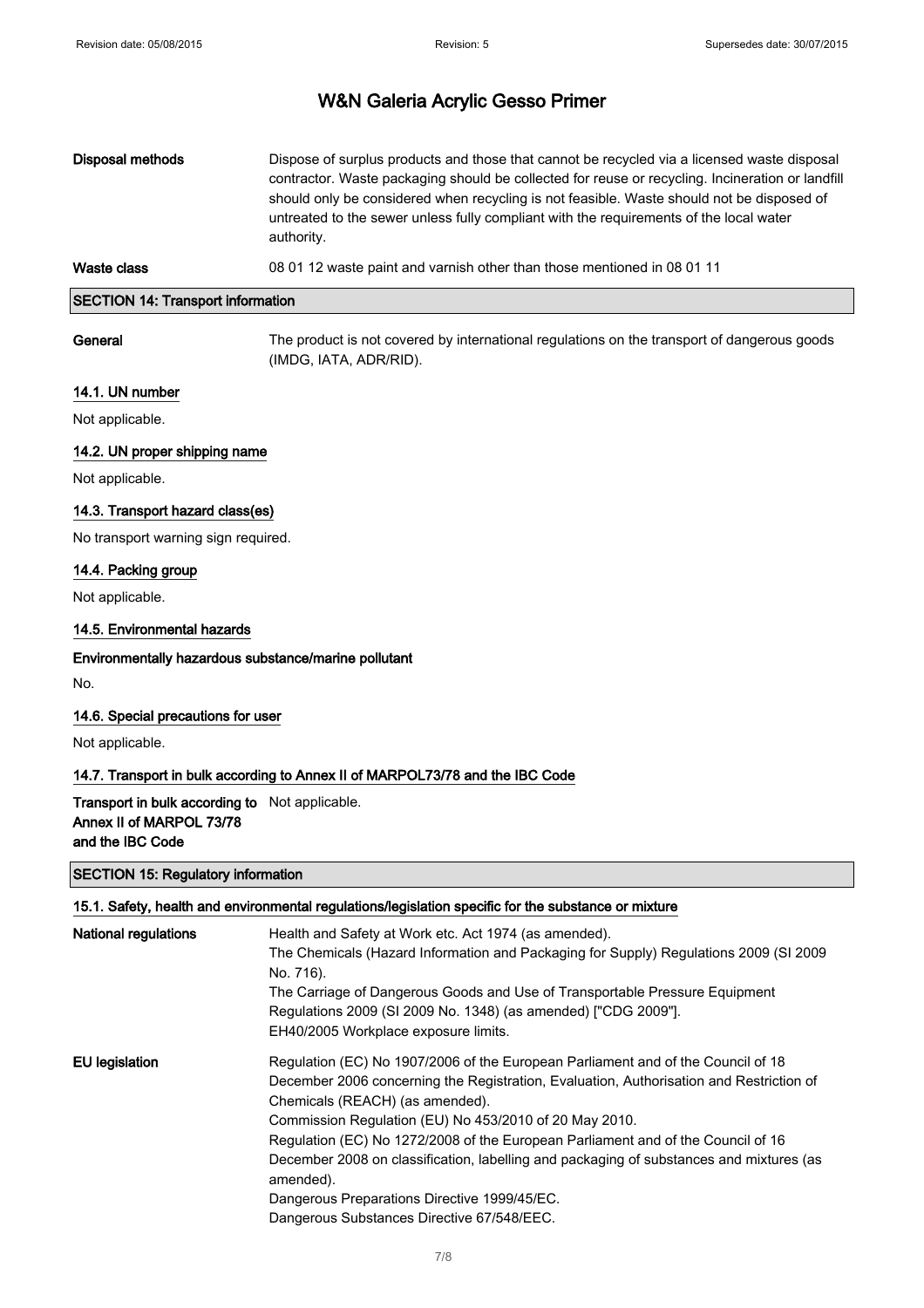# W&N Galeria Acrylic Gesso Primer

| | |
|---|---|
| **Disposal methods** | Dispose of surplus products and those that cannot be recycled via a licensed waste disposal contractor. Waste packaging should be collected for reuse or recycling. Incineration or landfill should only be considered when recycling is not feasible. Waste should not be disposed of untreated to the sewer unless fully compliant with the requirements of the local water authority. |
| **Waste class** | 08 01 12 waste paint and varnish other than those mentioned in 08 01 11 |

## SECTION 14: Transport information

**General** The product is not covered by international regulations on the transport of dangerous goods (IMDG, IATA, ADR/RID).

### 14.1. UN number

Not applicable.

### 14.2. UN proper shipping name

Not applicable.

### 14.3. Transport hazard class(es)

No transport warning sign required.

### 14.4. Packing group

Not applicable.

### 14.5. Environmental hazards

**Environmentally hazardous substance/marine pollutant**

No.

### 14.6. Special precautions for user

Not applicable.

### 14.7. Transport in bulk according to Annex II of MARPOL73/78 and the IBC Code

**Transport in bulk according to Annex II of MARPOL 73/78 and the IBC Code** Not applicable.

## SECTION 15: Regulatory information

### 15.1. Safety, health and environmental regulations/legislation specific for the substance or mixture

**National regulations**

Health and Safety at Work etc. Act 1974 (as amended).
The Chemicals (Hazard Information and Packaging for Supply) Regulations 2009 (SI 2009 No. 716).
The Carriage of Dangerous Goods and Use of Transportable Pressure Equipment Regulations 2009 (SI 2009 No. 1348) (as amended) ["CDG 2009"].
EH40/2005 Workplace exposure limits.

**EU legislation**

Regulation (EC) No 1907/2006 of the European Parliament and of the Council of 18 December 2006 concerning the Registration, Evaluation, Authorisation and Restriction of Chemicals (REACH) (as amended).
Commission Regulation (EU) No 453/2010 of 20 May 2010.
Regulation (EC) No 1272/2008 of the European Parliament and of the Council of 16 December 2008 on classification, labelling and packaging of substances and mixtures (as amended).
Dangerous Preparations Directive 1999/45/EC.
Dangerous Substances Directive 67/548/EEC.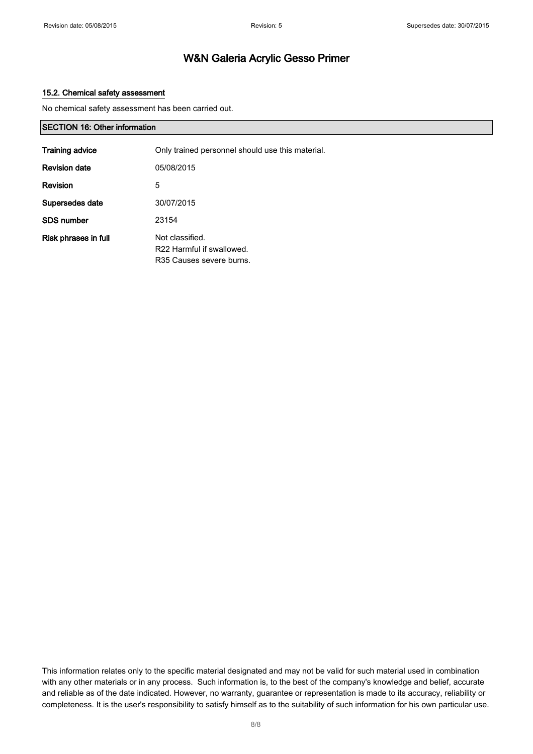# W&N Galeria Acrylic Gesso Primer

### 15.2. Chemical safety assessment

No chemical safety assessment has been carried out.

## SECTION 16: Other information

| | |
|---|---|
| **Training advice** | Only trained personnel should use this material. |
| **Revision date** | 05/08/2015 |
| **Revision** | 5 |
| **Supersedes date** | 30/07/2015 |
| **SDS number** | 23154 |
| **Risk phrases in full** | Not classified.<br>R22 Harmful if swallowed.<br>R35 Causes severe burns. |

This information relates only to the specific material designated and may not be valid for such material used in combination with any other materials or in any process. Such information is, to the best of the company's knowledge and belief, accurate and reliable as of the date indicated. However, no warranty, guarantee or representation is made to its accuracy, reliability or completeness. It is the user's responsibility to satisfy himself as to the suitability of such information for his own particular use.